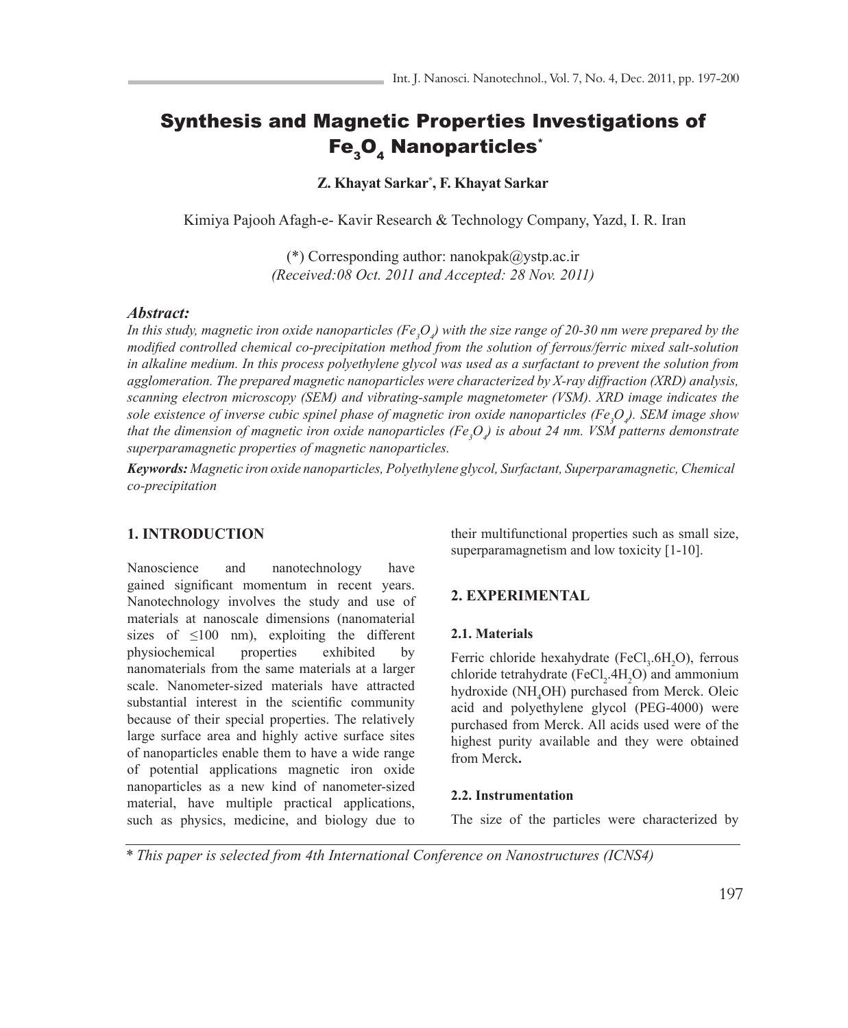# Synthesis and Magnetic Properties Investigations of $Fe_3O_4$ Nanoparticles*

**Z. Khayat Sarkar*, F. Khayat Sarkar**

Kimiya Pajooh Afagh-e- Kavir Research & Technology Company, Yazd, I. R. Iran

(*) Corresponding author: nanokpak@ystp.ac.ir
*(Received:08 Oct. 2011 and Accepted: 28 Nov. 2011)*

## *Abstract:*

*In this study, magnetic iron oxide nanoparticles ($Fe_3O_4$) with the size range of 20-30 nm were prepared by the modified controlled chemical co-precipitation method from the solution of ferrous/ferric mixed salt-solution in alkaline medium. In this process polyethylene glycol was used as a surfactant to prevent the solution from agglomeration. The prepared magnetic nanoparticles were characterized by X-ray diffraction (XRD) analysis, scanning electron microscopy (SEM) and vibrating-sample magnetometer (VSM). XRD image indicates the sole existence of inverse cubic spinel phase of magnetic iron oxide nanoparticles ($Fe_3O_4$). SEM image show that the dimension of magnetic iron oxide nanoparticles ($Fe_3O_4$) is about 24 nm. VSM patterns demonstrate superparamagnetic properties of magnetic nanoparticles.*

***Keywords:*** *Magnetic iron oxide nanoparticles, Polyethylene glycol, Surfactant, Superparamagnetic, Chemical co-precipitation*

## 1. INTRODUCTION

Nanoscience and nanotechnology have gained significant momentum in recent years. Nanotechnology involves the study and use of materials at nanoscale dimensions (nanomaterial sizes of ≤100 nm), exploiting the different physiochemical properties exhibited by nanomaterials from the same materials at a larger scale. Nanometer-sized materials have attracted substantial interest in the scientific community because of their special properties. The relatively large surface area and highly active surface sites of nanoparticles enable them to have a wide range of potential applications magnetic iron oxide nanoparticles as a new kind of nanometer-sized material, have multiple practical applications, such as physics, medicine, and biology due to their multifunctional properties such as small size, superparamagnetism and low toxicity [1-10].

## 2. EXPERIMENTAL

### 2.1. Materials

Ferric chloride hexahydrate ($FeCl_3.6H_2O$), ferrous chloride tetrahydrate ($FeCl_2.4H_2O$) and ammonium hydroxide ($NH_4OH$) purchased from Merck. Oleic acid and polyethylene glycol (PEG-4000) were purchased from Merck. All acids used were of the highest purity available and they were obtained from Merck**.**

### 2.2. Instrumentation

The size of the particles were characterized by

\* *This paper is selected from 4th International Conference on Nanostructures (ICNS4)*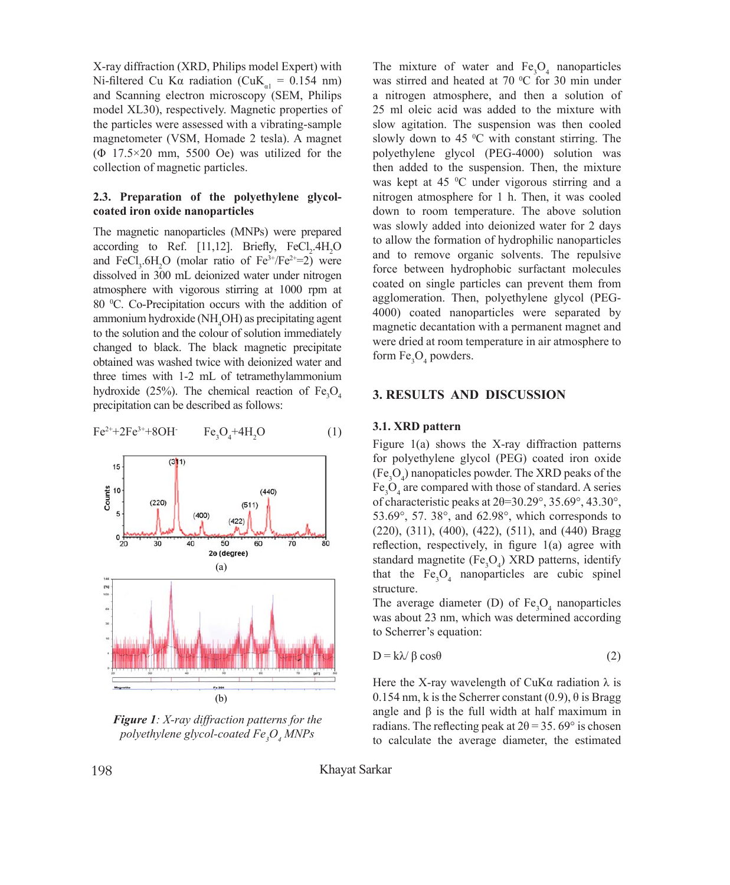X-ray diffraction (XRD, Philips model Expert) with Ni-filtered Cu Kα radiation ($CuK_{\alpha 1}$ = 0.154 nm) and Scanning electron microscopy (SEM, Philips model XL30), respectively. Magnetic properties of the particles were assessed with a vibrating-sample magnetometer (VSM, Homade 2 tesla). A magnet (Φ 17.5×20 mm, 5500 Oe) was utilized for the collection of magnetic particles.

### 2.3. Preparation of the polyethylene glycol-coated iron oxide nanoparticles

The magnetic nanoparticles (MNPs) were prepared according to Ref. [11,12]. Briefly, $FeCl_2.4H_2O$ and $FeCl_3.6H_2O$ (molar ratio of $Fe^{3+}/Fe^{2+}$=2) were dissolved in 300 mL deionized water under nitrogen atmosphere with vigorous stirring at 1000 rpm at 80 $^0$C. Co-Precipitation occurs with the addition of ammonium hydroxide ($NH_4OH$) as precipitating agent to the solution and the colour of solution immediately changed to black. The black magnetic precipitate obtained was washed twice with deionized water and three times with 1-2 mL of tetramethylammonium hydroxide (25%). The chemical reaction of $Fe_3O_4$ precipitation can be described as follows:

$$Fe^{2+}+2Fe^{3+}+8OH^{-} \quad Fe_3O_4+4H_2O \tag{1}$$

*Figure 1: X-ray diffraction patterns for the polyethylene glycol-coated $Fe_3O_4$ MNPs*

The mixture of water and $Fe_3O_4$ nanoparticles was stirred and heated at 70 $^0$C for 30 min under a nitrogen atmosphere, and then a solution of 25 ml oleic acid was added to the mixture with slow agitation. The suspension was then cooled slowly down to 45 $^0$C with constant stirring. The polyethylene glycol (PEG-4000) solution was then added to the suspension. Then, the mixture was kept at 45 $^0$C under vigorous stirring and a nitrogen atmosphere for 1 h. Then, it was cooled down to room temperature. The above solution was slowly added into deionized water for 2 days to allow the formation of hydrophilic nanoparticles and to remove organic solvents. The repulsive force between hydrophobic surfactant molecules coated on single particles can prevent them from agglomeration. Then, polyethylene glycol (PEG-4000) coated nanoparticles were separated by magnetic decantation with a permanent magnet and were dried at room temperature in air atmosphere to form $Fe_3O_4$ powders.

## 3. RESULTS AND DISCUSSION

### 3.1. XRD pattern

Figure 1(a) shows the X-ray diffraction patterns for polyethylene glycol (PEG) coated iron oxide ($Fe_3O_4$) nanopaticles powder. The XRD peaks of the $Fe_3O_4$ are compared with those of standard. A series of characteristic peaks at 2θ=30.29°, 35.69°, 43.30°, 53.69°, 57. 38°, and 62.98°, which corresponds to (220), (311), (400), (422), (511), and (440) Bragg reflection, respectively, in figure 1(a) agree with standard magnetite ($Fe_3O_4$) XRD patterns, identify that the $Fe_3O_4$ nanoparticles are cubic spinel structure.

The average diameter (D) of $Fe_3O_4$ nanoparticles was about 23 nm, which was determined according to Scherrer's equation:

$$D = k\lambda/ \beta \cos\theta \tag{2}$$

Here the X-ray wavelength of CuKα radiation λ is 0.154 nm, k is the Scherrer constant (0.9), θ is Bragg angle and β is the full width at half maximum in radians. The reflecting peak at 2θ = 35. 69° is chosen to calculate the average diameter, the estimated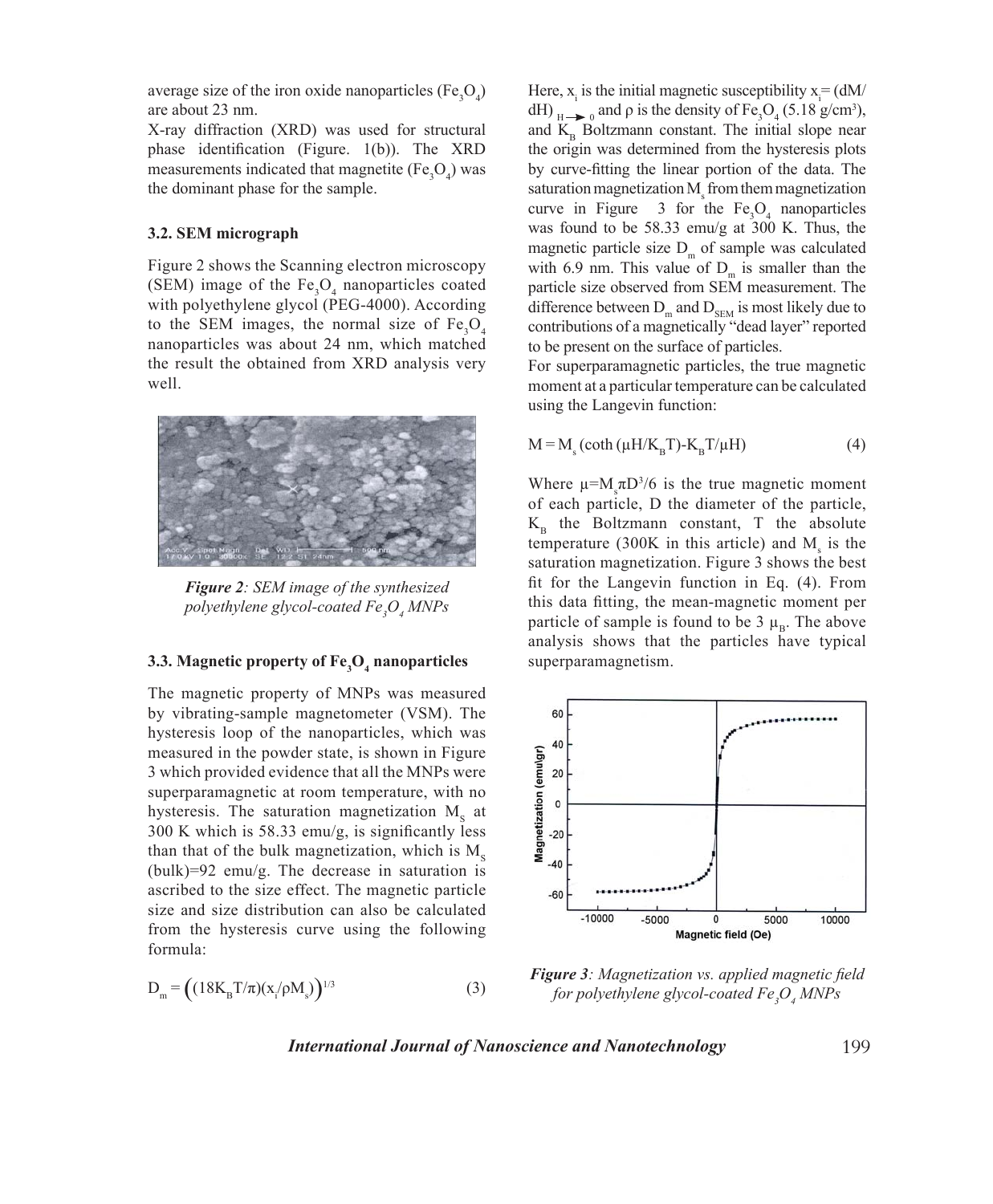average size of the iron oxide nanoparticles ($Fe_3O_4$) are about 23 nm.

X-ray diffraction (XRD) was used for structural phase identification (Figure. 1(b)). The XRD measurements indicated that magnetite ($Fe_3O_4$) was the dominant phase for the sample.

### 3.2. SEM micrograph

Figure 2 shows the Scanning electron microscopy (SEM) image of the $Fe_3O_4$ nanoparticles coated with polyethylene glycol (PEG-4000). According to the SEM images, the normal size of $Fe_3O_4$ nanoparticles was about 24 nm, which matched the result the obtained from XRD analysis very well.

***Figure 2**: SEM image of the synthesized polyethylene glycol-coated $Fe_3O_4$ MNPs*

### 3.3. Magnetic property of $Fe_3O_4$ nanoparticles

The magnetic property of MNPs was measured by vibrating-sample magnetometer (VSM). The hysteresis loop of the nanoparticles, which was measured in the powder state, is shown in Figure 3 which provided evidence that all the MNPs were superparamagnetic at room temperature, with no hysteresis. The saturation magnetization $M_S$ at 300 K which is 58.33 emu/g, is significantly less than that of the bulk magnetization, which is $M_S$ (bulk)=92 emu/g. The decrease in saturation is ascribed to the size effect. The magnetic particle size and size distribution can also be calculated from the hysteresis curve using the following formula:

$$D_m = \left((18K_BT/\pi)(x_i/\rho M_s)\right)^{1/3} \qquad (3)$$

Here, $x_i$ is the initial magnetic susceptibility $x_i = (dM/dH)_{H \to 0}$ and $\rho$ is the density of $Fe_3O_4$ (5.18 g/cm$^3$), and $K_B$ Boltzmann constant. The initial slope near the origin was determined from the hysteresis plots by curve-fitting the linear portion of the data. The saturation magnetization $M_s$ from them magnetization curve in Figure 3 for the $Fe_3O_4$ nanoparticles was found to be 58.33 emu/g at 300 K. Thus, the magnetic particle size $D_m$ of sample was calculated with 6.9 nm. This value of $D_m$ is smaller than the particle size observed from SEM measurement. The difference between $D_m$ and $D_{SEM}$ is most likely due to contributions of a magnetically "dead layer" reported to be present on the surface of particles.

For superparamagnetic particles, the true magnetic moment at a particular temperature can be calculated using the Langevin function:

$$M = M_s\left(\coth(\mu H/K_BT) - K_BT/\mu H\right) \qquad (4)$$

Where $\mu = M_s\pi D^3/6$ is the true magnetic moment of each particle, D the diameter of the particle, $K_B$ the Boltzmann constant, T the absolute temperature (300K in this article) and $M_s$ is the saturation magnetization. Figure 3 shows the best fit for the Langevin function in Eq. (4). From this data fitting, the mean-magnetic moment per particle of sample is found to be 3 $\mu_B$. The above analysis shows that the particles have typical superparamagnetism.

***Figure 3**: Magnetization vs. applied magnetic field for polyethylene glycol-coated $Fe_3O_4$ MNPs*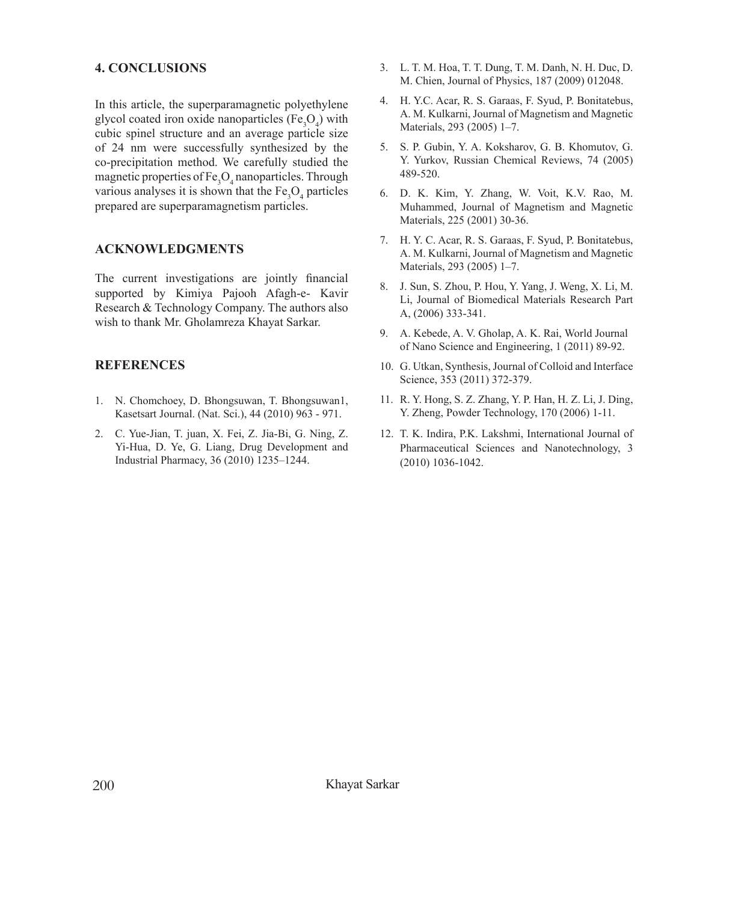## 4. CONCLUSIONS

In this article, the superparamagnetic polyethylene glycol coated iron oxide nanoparticles ($Fe_3O_4$) with cubic spinel structure and an average particle size of 24 nm were successfully synthesized by the co-precipitation method. We carefully studied the magnetic properties of $Fe_3O_4$ nanoparticles. Through various analyses it is shown that the $Fe_3O_4$ particles prepared are superparamagnetism particles.

## ACKNOWLEDGMENTS

The current investigations are jointly financial supported by Kimiya Pajooh Afagh-e- Kavir Research & Technology Company. The authors also wish to thank Mr. Gholamreza Khayat Sarkar.

## REFERENCES

1. N. Chomchoey, D. Bhongsuwan, T. Bhongsuwan1, Kasetsart Journal. (Nat. Sci.), 44 (2010) 963 - 971.
2. C. Yue-Jian, T. juan, X. Fei, Z. Jia-Bi, G. Ning, Z. Yi-Hua, D. Ye, G. Liang, Drug Development and Industrial Pharmacy, 36 (2010) 1235–1244.
3. L. T. M. Hoa, T. T. Dung, T. M. Danh, N. H. Duc, D. M. Chien, Journal of Physics, 187 (2009) 012048.
4. H. Y.C. Acar, R. S. Garaas, F. Syud, P. Bonitatebus, A. M. Kulkarni, Journal of Magnetism and Magnetic Materials, 293 (2005) 1–7.
5. S. P. Gubin, Y. A. Koksharov, G. B. Khomutov, G. Y. Yurkov, Russian Chemical Reviews, 74 (2005) 489-520.
6. D. K. Kim, Y. Zhang, W. Voit, K.V. Rao, M. Muhammed, Journal of Magnetism and Magnetic Materials, 225 (2001) 30-36.
7. H. Y. C. Acar, R. S. Garaas, F. Syud, P. Bonitatebus, A. M. Kulkarni, Journal of Magnetism and Magnetic Materials, 293 (2005) 1–7.
8. J. Sun, S. Zhou, P. Hou, Y. Yang, J. Weng, X. Li, M. Li, Journal of Biomedical Materials Research Part A, (2006) 333-341.
9. A. Kebede, A. V. Gholap, A. K. Rai, World Journal of Nano Science and Engineering, 1 (2011) 89-92.
10. G. Utkan, Synthesis, Journal of Colloid and Interface Science, 353 (2011) 372-379.
11. R. Y. Hong, S. Z. Zhang, Y. P. Han, H. Z. Li, J. Ding, Y. Zheng, Powder Technology, 170 (2006) 1-11.
12. T. K. Indira, P.K. Lakshmi, International Journal of Pharmaceutical Sciences and Nanotechnology, 3 (2010) 1036-1042.